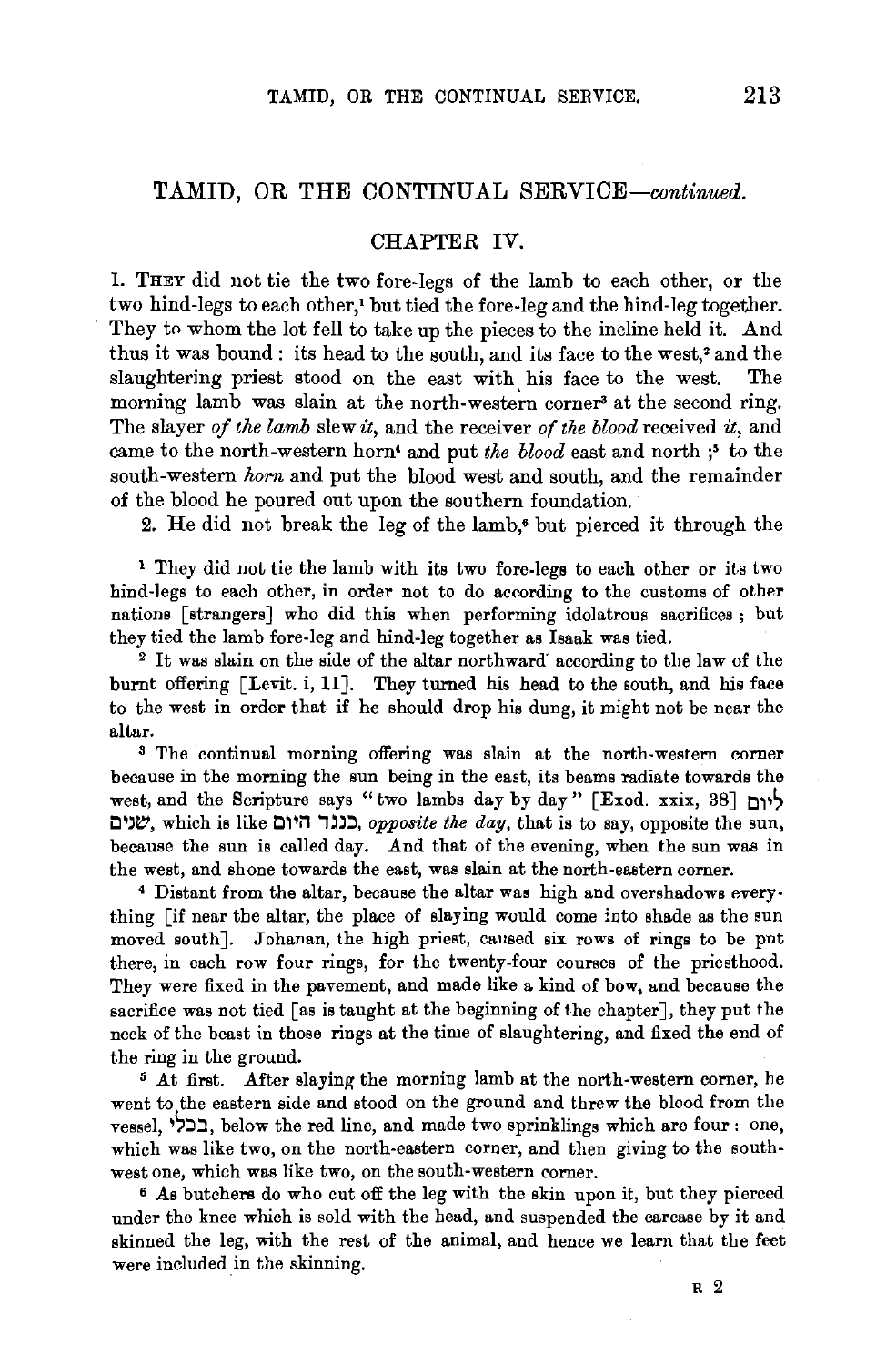## TAMID, OR THE CONTINUAL SERVICE—*continued.*

### CHAPTER IV.

1. THEY did not tie the two fore-legs of the lamb to each other, or the two hind-legs to each other,[1] but tied the fore-leg and the hind-leg together. They to whom the lot fell to take up the pieces to the incline held it. And thus it was bound: its head to the south, and its face to the west,[2] and the slaughtering priest stood on the east with his face to the west. The morning lamb was slain at the north-western corner[3] at the second ring. The slayer *of the lamb* slew *it*, and the receiver *of the blood* received *it*, and came to the north-western horn[4] and put *the blood* east and north;[5] to the south-western *horn* and put the blood west and south, and the remainder of the blood he poured out upon the southern foundation.

2. He did not break the leg of the lamb,[6] but pierced it through the

---

[1] They did not tie the lamb with its two fore-legs to each other or its two hind-legs to each other, in order not to do according to the customs of other nations [strangers] who did this when performing idolatrous sacrifices; but they tied the lamb fore-leg and hind-leg together as Isaak was tied.

[2] It was slain on the side of the altar northward according to the law of the burnt offering [Levit. i, 11]. They turned his head to the south, and his face to the west in order that if he should drop his dung, it might not be near the altar.

[3] The continual morning offering was slain at the north-western corner because in the morning the sun being in the east, its beams radiate towards the west, and the Scripture says "two lambs day by day" [Exod. xxix, 38] ליום שנים, which is like כנגד היום, *opposite the day*, that is to say, opposite the sun, because the sun is called day. And that of the evening, when the sun was in the west, and shone towards the east, was slain at the north-eastern corner.

[4] Distant from the altar, because the altar was high and overshadows everything [if near the altar, the place of slaying would come into shade as the sun moved south]. Johanan, the high priest, caused six rows of rings to be put there, in each row four rings, for the twenty-four courses of the priesthood. They were fixed in the pavement, and made like a kind of bow, and because the sacrifice was not tied [as is taught at the beginning of the chapter], they put the neck of the beast in those rings at the time of slaughtering, and fixed the end of the ring in the ground.

[5] At first. After slaying the morning lamb at the north-western corner, he went to the eastern side and stood on the ground and threw the blood from the vessel, בכלי, below the red line, and made two sprinklings which are four: one, which was like two, on the north-eastern corner, and then giving to the south-west one, which was like two, on the south-western corner.

[6] As butchers do who cut off the leg with the skin upon it, but they pierced under the knee which is sold with the head, and suspended the carcase by it and skinned the leg, with the rest of the animal, and hence we learn that the feet were included in the skinning.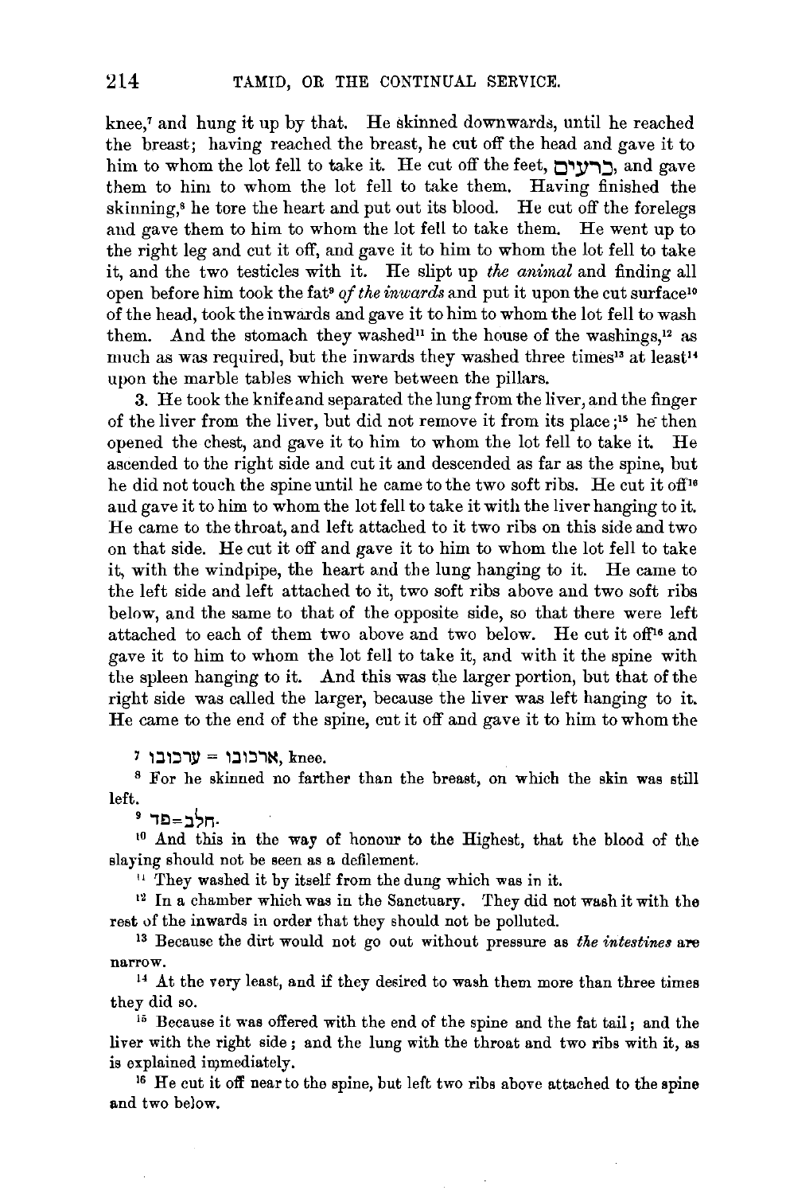knee,[7] and hung it up by that. He skinned downwards, until he reached the breast; having reached the breast, he cut off the head and gave it to him to whom the lot fell to take it. He cut off the feet, כרעים, and gave them to him to whom the lot fell to take them. Having finished the skinning,[8] he tore the heart and put out its blood. He cut off the forelegs and gave them to him to whom the lot fell to take them. He went up to the right leg and cut it off, and gave it to him to whom the lot fell to take it, and the two testicles with it. He slipt up *the animal* and finding all open before him took the fat[9] *of the inwards* and put it upon the cut surface[10] of the head, took the inwards and gave it to him to whom the lot fell to wash them. And the stomach they washed[11] in the house of the washings,[12] as much as was required, but the inwards they washed three times[13] at least[14] upon the marble tables which were between the pillars.

3. He took the knife and separated the lung from the liver, and the finger of the liver from the liver, but did not remove it from its place;[15] he then opened the chest, and gave it to him to whom the lot fell to take it. He ascended to the right side and cut it and descended as far as the spine, but he did not touch the spine until he came to the two soft ribs. He cut it off[16] and gave it to him to whom the lot fell to take it with the liver hanging to it. He came to the throat, and left attached to it two ribs on this side and two on that side. He cut it off and gave it to him to whom the lot fell to take it, with the windpipe, the heart and the lung hanging to it. He came to the left side and left attached to it, two soft ribs above and two soft ribs below, and the same to that of the opposite side, so that there were left attached to each of them two above and two below. He cut it off[16] and gave it to him to whom the lot fell to take it, and with it the spine with the spleen hanging to it. And this was the larger portion, but that of the right side was called the larger, because the liver was left hanging to it. He came to the end of the spine, cut it off and gave it to him to whom the

[7] ערכובו = ארכובו, knee.

[8] For he skinned no farther than the breast, on which the skin was still left.

[9] חלב=פד.

[10] And this in the way of honour to the Highest, that the blood of the slaying should not be seen as a defilement.

[11] They washed it by itself from the dung which was in it.

[12] In a chamber which was in the Sanctuary. They did not wash it with the rest of the inwards in order that they should not be polluted.

[13] Because the dirt would not go out without pressure as *the intestines* are narrow.

[14] At the very least, and if they desired to wash them more than three times they did so.

[15] Because it was offered with the end of the spine and the fat tail; and the liver with the right side; and the lung with the throat and two ribs with it, as is explained immediately.

[16] He cut it off near to the spine, but left two ribs above attached to the spine and two below.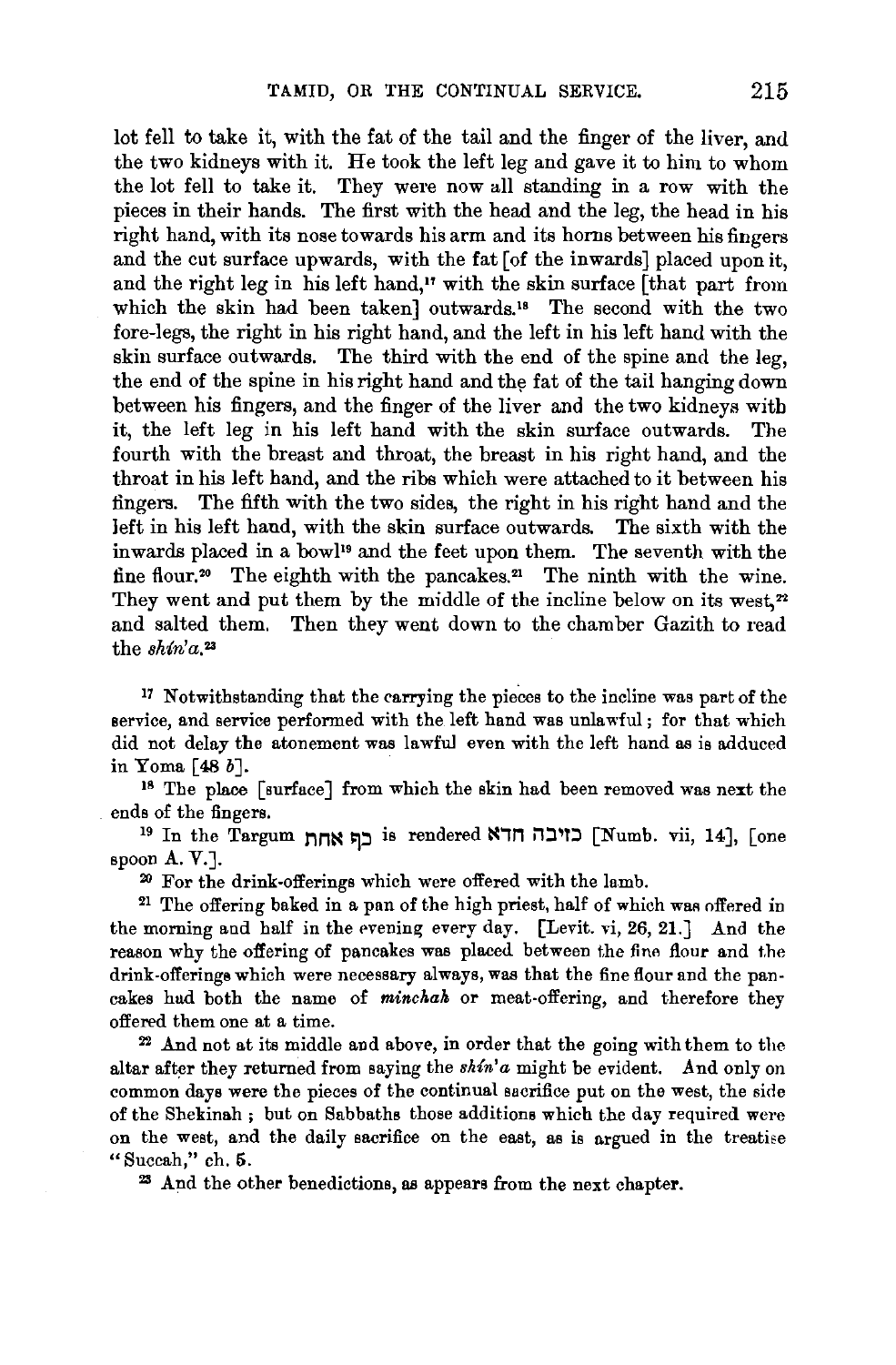lot fell to take it, with the fat of the tail and the finger of the liver, and the two kidneys with it. He took the left leg and gave it to him to whom the lot fell to take it. They were now all standing in a row with the pieces in their hands. The first with the head and the leg, the head in his right hand, with its nose towards his arm and its horns between his fingers and the cut surface upwards, with the fat [of the inwards] placed upon it, and the right leg in his left hand,[17] with the skin surface [that part from which the skin had been taken] outwards.[18] The second with the two fore-legs, the right in his right hand, and the left in his left hand with the skin surface outwards. The third with the end of the spine and the leg, the end of the spine in his right hand and the fat of the tail hanging down between his fingers, and the finger of the liver and the two kidneys with it, the left leg in his left hand with the skin surface outwards. The fourth with the breast and throat, the breast in his right hand, and the throat in his left hand, and the ribs which were attached to it between his fingers. The fifth with the two sides, the right in his right hand and the left in his left hand, with the skin surface outwards. The sixth with the inwards placed in a bowl[19] and the feet upon them. The seventh with the fine flour.[20] The eighth with the pancakes.[21] The ninth with the wine. They went and put them by the middle of the incline below on its west,[22] and salted them. Then they went down to the chamber Gazith to read the *shín'a*.[23]

[17] Notwithstanding that the carrying the pieces to the incline was part of the service, and service performed with the left hand was unlawful; for that which did not delay the atonement was lawful even with the left hand as is adduced in Yoma [48 *b*].

[18] The place [surface] from which the skin had been removed was next the ends of the fingers.

[19] In the Targum כף אחת is rendered כזיבה חדא [Numb. vii, 14], [one spoon A. V.].

[20] For the drink-offerings which were offered with the lamb.

[21] The offering baked in a pan of the high priest, half of which was offered in the morning and half in the evening every day. [Levit. vi, 26, 21.] And the reason why the offering of pancakes was placed between the fine flour and the drink-offerings which were necessary always, was that the fine flour and the pancakes had both the name of *minchah* or meat-offering, and therefore they offered them one at a time.

[22] And not at its middle and above, in order that the going with them to the altar after they returned from saying the *shín'a* might be evident. And only on common days were the pieces of the continual sacrifice put on the west, the side of the Shekinah; but on Sabbaths those additions which the day required were on the west, and the daily sacrifice on the east, as is argued in the treatise "Succah," ch. 5.

[23] And the other benedictions, as appears from the next chapter.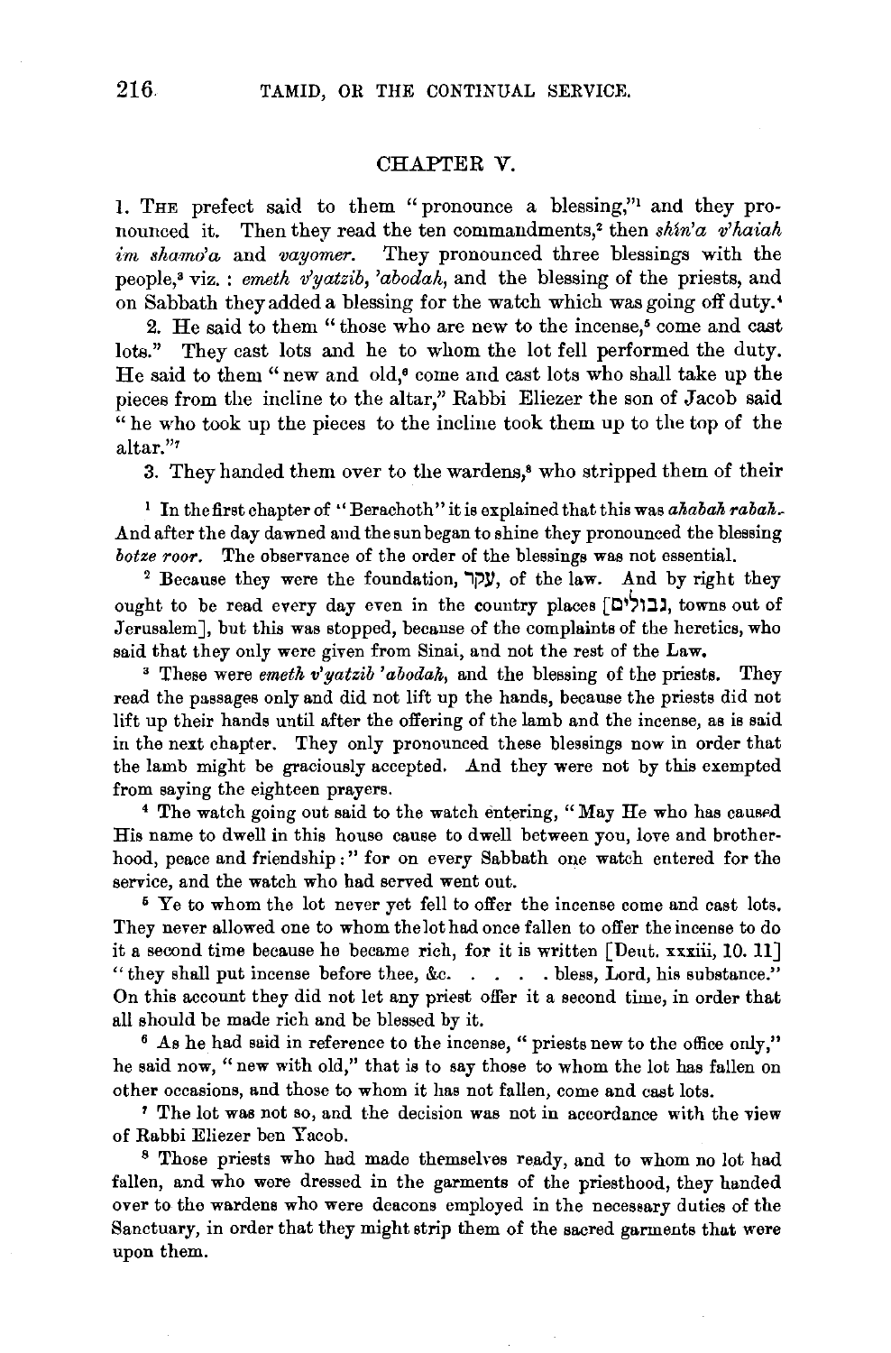## CHAPTER V.

1. THE prefect said to them "pronounce a blessing,"[1] and they pronounced it. Then they read the ten commandments,[2] then *shin'a v'haiah im shamo'a* and *vayomer*. They pronounced three blessings with the people,[3] viz.: *emeth v'yatzib*, *'abodah*, and the blessing of the priests, and on Sabbath they added a blessing for the watch which was going off duty.[4]

2. He said to them "those who are new to the incense,[5] come and cast lots." They cast lots and he to whom the lot fell performed the duty. He said to them "new and old,[6] come and cast lots who shall take up the pieces from the incline to the altar," Rabbi Eliezer the son of Jacob said "he who took up the pieces to the incline took them up to the top of the altar."[7]

3. They handed them over to the wardens,[8] who stripped them of their

---

[1] In the first chapter of "Berachoth" it is explained that this was *ahabah rabah*. And after the day dawned and the sun began to shine they pronounced the blessing *botze roor*. The observance of the order of the blessings was not essential.

[2] Because they were the foundation, עקר, of the law. And by right they ought to be read every day even in the country places [גבולים, towns out of Jerusalem], but this was stopped, because of the complaints of the heretics, who said that they only were given from Sinai, and not the rest of the Law.

[3] These were *emeth v'yatzib 'abodah*, and the blessing of the priests. They read the passages only and did not lift up the hands, because the priests did not lift up their hands until after the offering of the lamb and the incense, as is said in the next chapter. They only pronounced these blessings now in order that the lamb might be graciously accepted. And they were not by this exempted from saying the eighteen prayers.

[4] The watch going out said to the watch entering, "May He who has caused His name to dwell in this house cause to dwell between you, love and brotherhood, peace and friendship:" for on every Sabbath one watch entered for the service, and the watch who had served went out.

[5] Ye to whom the lot never yet fell to offer the incense come and cast lots. They never allowed one to whom the lot had once fallen to offer the incense to do it a second time because he became rich, for it is written [Deut. xxxiii, 10. 11] "they shall put incense before thee, &c. . . . . bless, Lord, his substance." On this account they did not let any priest offer it a second time, in order that all should be made rich and be blessed by it.

[6] As he had said in reference to the incense, "priests new to the office only," he said now, "new with old," that is to say those to whom the lot has fallen on other occasions, and those to whom it has not fallen, come and cast lots.

[7] The lot was not so, and the decision was not in accordance with the view of Rabbi Eliezer ben Yacob.

[8] Those priests who had made themselves ready, and to whom no lot had fallen, and who were dressed in the garments of the priesthood, they handed over to the wardens who were deacons employed in the necessary duties of the Sanctuary, in order that they might strip them of the sacred garments that were upon them.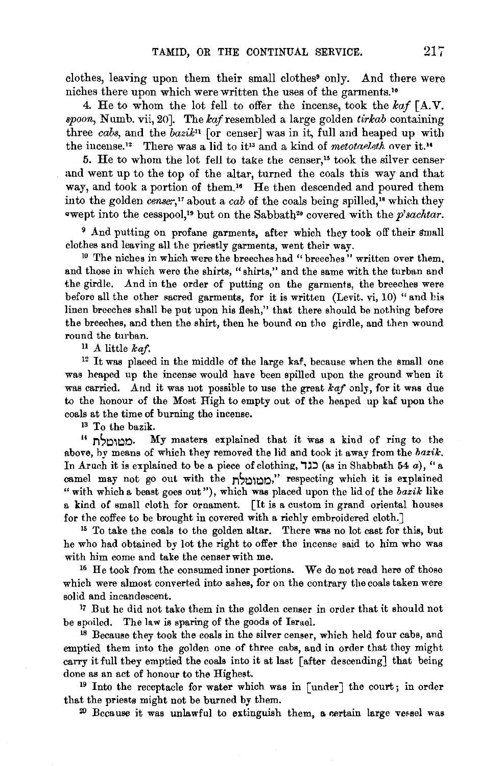clothes, leaving upon them their small clothes[9] only. And there were niches there upon which were written the uses of the garments.[10]

4. He to whom the lot fell to offer the incense, took the *kaf* [A.V. *spoon*, Numb. vii, 20]. The *kaf* resembled a large golden *tirkab* containing three *cabs*, and the *bazik*[11] [or censer] was in it, full and heaped up with the incense.[12] There was a lid to it[13] and a kind of *metotaeleth* over it.[14]

5. He to whom the lot fell to take the censer,[15] took the silver censer and went up to the top of the altar, turned the coals this way and that way, and took a portion of them.[16] He then descended and poured them into the golden *censer*,[17] about a *cab* of the coals being spilled,[18] which they swept into the cesspool,[19] but on the Sabbath[20] covered with the *p'sachtar*.

[9] And putting on profane garments, after which they took off their small clothes and leaving all the priestly garments, went their way.

[10] The niches in which were the breeches had "breeches" written over them, and those in which were the shirts, "shirts," and the same with the turban and the girdle. And in the order of putting on the garments, the breeches were before all the other sacred garments, for it is written (Levit. vi, 10) "and his linen breeches shall be put upon his flesh," that there should be nothing before the breeches, and then the shirt, then he bound on the girdle, and then wound round the turban.

[11] A little *kaf*.

[12] It was placed in the middle of the large kaf, because when the small one was heaped up the incense would have been spilled upon the ground when it was carried. And it was not possible to use the great *kaf* only, for it was due to the honour of the Most High to empty out of the heaped up kaf upon the coals at the time of burning the incense.

[13] To the bazik.

[14] מטוטלת. My masters explained that it was a kind of ring to the above, by means of which they removed the lid and took it away from the *bazik*. In Aruch it is explained to be a piece of clothing, בגד (as in Shabbath 54 *a*), "a camel may not go out with the מטוטלת," respecting which it is explained "with which a beast goes out"), which was placed upon the lid of the *bazik* like a kind of small cloth for ornament. [It is a custom in grand oriental houses for the coffee to be brought in covered with a richly embroidered cloth.]

[15] To take the coals to the golden altar. There was no lot cast for this, but he who had obtained by lot the right to offer the incense said to him who was with him come and take the censer with me.

[16] He took from the consumed inner portions. We do not read here of those which were almost converted into ashes, for on the contrary the coals taken were solid and incandescent.

[17] But he did not take them in the golden censer in order that it should not be spoiled. The law is sparing of the goods of Israel.

[18] Because they took the coals in the silver censer, which held four cabs, and emptied them into the golden one of three cabs, and in order that they might carry it full they emptied the coals into it at last [after descending] that being done as an act of honour to the Highest.

[19] Into the receptacle for water which was in [under] the court; in order that the priests might not be burned by them.

[20] Because it was unlawful to extinguish them, a certain large vessel was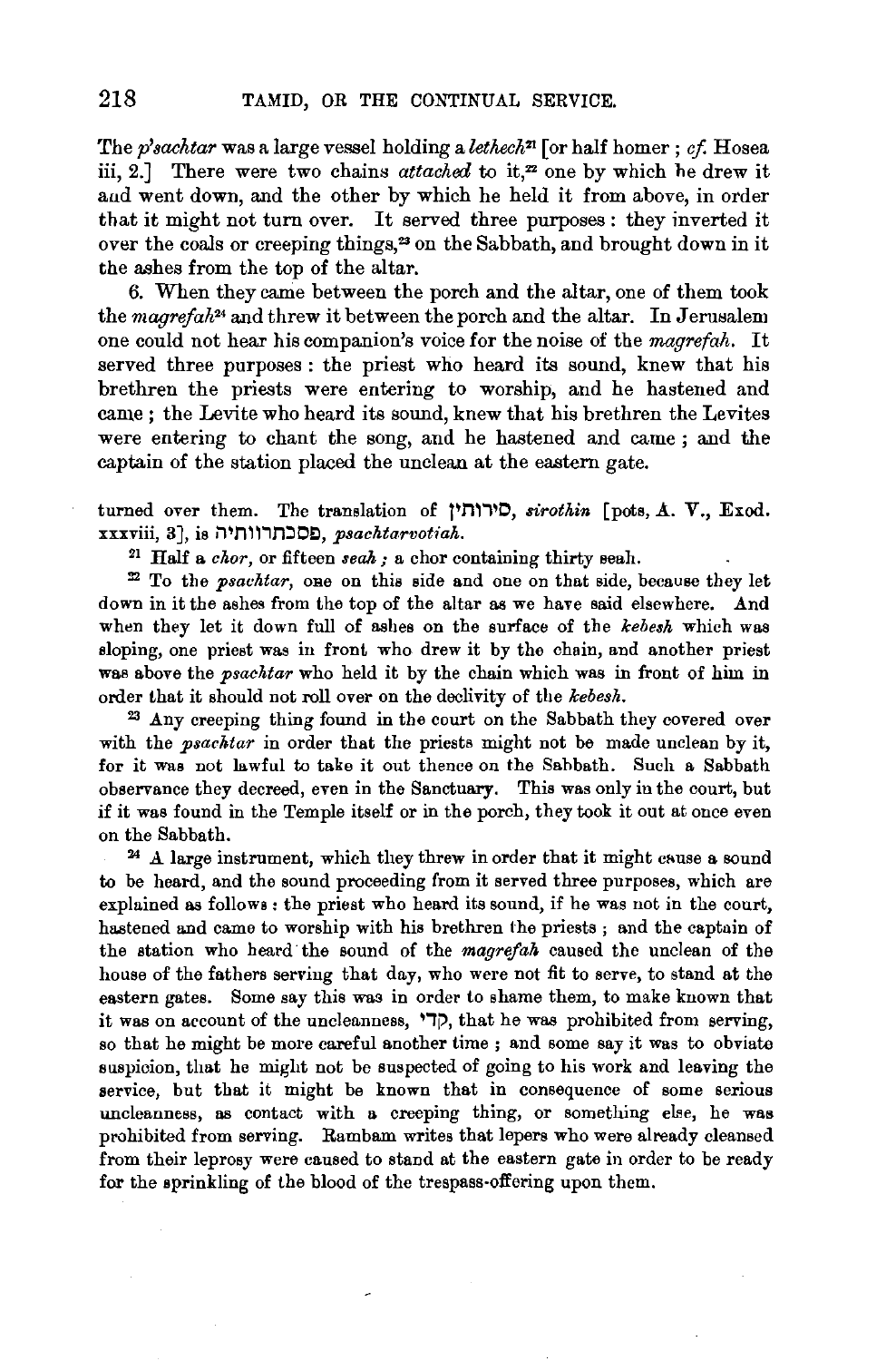The *p'sachtar* was a large vessel holding a *letheck*[21] [or half homer ; *cf.* Hosea iii, 2.] There were two chains *attached* to it,[22] one by which he drew it and went down, and the other by which he held it from above, in order that it might not turn over. It served three purposes : they inverted it over the coals or creeping things,[23] on the Sabbath, and brought down in it the ashes from the top of the altar.

6. When they came between the porch and the altar, one of them took the *magrefah*[24] and threw it between the porch and the altar. In Jerusalem one could not hear his companion's voice for the noise of the *magrefah*. It served three purposes : the priest who heard its sound, knew that his brethren the priests were entering to worship, and he hastened and came ; the Levite who heard its sound, knew that his brethren the Levites were entering to chant the song, and he hastened and came ; and the captain of the station placed the unclean at the eastern gate.

turned over them. The translation of סירותין, *sirothin* [pots, A. V., Exod. xxxviii, 3], is פסכתרוותיה, *psachtarvotiah*.

[21] Half a *chor*, or fifteen *seah* ; a chor containing thirty seah.

[22] To the *psachtar*, one on this side and one on that side, because they let down in it the ashes from the top of the altar as we have said elsewhere. And when they let it down full of ashes on the surface of the *kebesh* which was sloping, one priest was in front who drew it by the chain, and another priest was above the *psachtar* who held it by the chain which was in front of him in order that it should not roll over on the declivity of the *kebesh*.

[23] Any creeping thing found in the court on the Sabbath they covered over with the *psachtar* in order that the priests might not be made unclean by it, for it was not lawful to take it out thence on the Sabbath. Such a Sabbath observance they decreed, even in the Sanctuary. This was only in the court, but if it was found in the Temple itself or in the porch, they took it out at once even on the Sabbath.

[24] A large instrument, which they threw in order that it might cause a sound to be heard, and the sound proceeding from it served three purposes, which are explained as follows : the priest who heard its sound, if he was not in the court, hastened and came to worship with his brethren the priests ; and the captain of the station who heard the sound of the *magrefah* caused the unclean of the house of the fathers serving that day, who were not fit to serve, to stand at the eastern gates. Some say this was in order to shame them, to make known that it was on account of the uncleanness, קרי, that he was prohibited from serving, so that he might be more careful another time ; and some say it was to obviate suspicion, that he might not be suspected of going to his work and leaving the service, but that it might be known that in consequence of some serious uncleanness, as contact with a creeping thing, or something else, he was prohibited from serving. Rambam writes that lepers who were already cleansed from their leprosy were caused to stand at the eastern gate in order to be ready for the sprinkling of the blood of the trespass-offering upon them.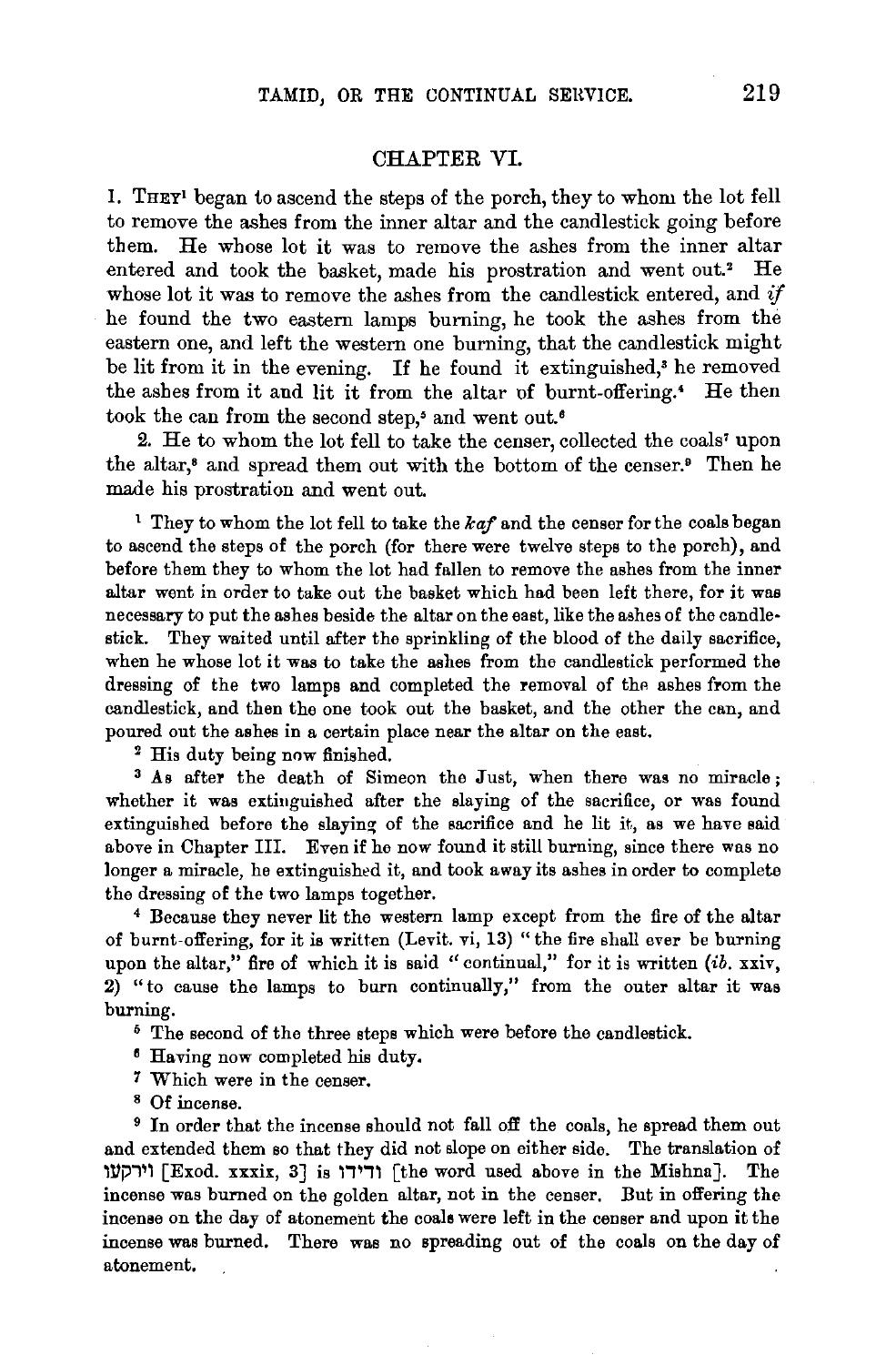## CHAPTER VI.

1. THEY[1] began to ascend the steps of the porch, they to whom the lot fell to remove the ashes from the inner altar and the candlestick going before them. He whose lot it was to remove the ashes from the inner altar entered and took the basket, made his prostration and went out.[2] He whose lot it was to remove the ashes from the candlestick entered, and *if* he found the two eastern lamps burning, he took the ashes from the eastern one, and left the western one burning, that the candlestick might be lit from it in the evening. If he found it extinguished,[3] he removed the ashes from it and lit it from the altar of burnt-offering.[4] He then took the can from the second step,[5] and went out.[6]

2. He to whom the lot fell to take the censer, collected the coals[7] upon the altar,[8] and spread them out with the bottom of the censer.[9] Then he made his prostration and went out.

[1] They to whom the lot fell to take the *kaf* and the censer for the coals began to ascend the steps of the porch (for there were twelve steps to the porch), and before them they to whom the lot had fallen to remove the ashes from the inner altar went in order to take out the basket which had been left there, for it was necessary to put the ashes beside the altar on the east, like the ashes of the candlestick. They waited until after the sprinkling of the blood of the daily sacrifice, when he whose lot it was to take the ashes from the candlestick performed the dressing of the two lamps and completed the removal of the ashes from the candlestick, and then the one took out the basket, and the other the can, and poured out the ashes in a certain place near the altar on the east.

[2] His duty being now finished.

[3] As after the death of Simeon the Just, when there was no miracle; whether it was extinguished after the slaying of the sacrifice, or was found extinguished before the slaying of the sacrifice and he lit it, as we have said above in Chapter III. Even if he now found it still burning, since there was no longer a miracle, he extinguished it, and took away its ashes in order to complete the dressing of the two lamps together.

[4] Because they never lit the western lamp except from the fire of the altar of burnt-offering, for it is written (Levit. vi, 13) "the fire shall ever be burning upon the altar," fire of which it is said "continual," for it is written (*ib.* xxiv, 2) "to cause the lamps to burn continually," from the outer altar it was burning.

[5] The second of the three steps which were before the candlestick.

[6] Having now completed his duty.

[7] Which were in the censer.

[8] Of incense.

[9] In order that the incense should not fall off the coals, he spread them out and extended them so that they did not slope on either side. The translation of וירקעו [Exod. xxxix, 3] is ורידדו [the word used above in the Mishna]. The incense was burned on the golden altar, not in the censer. But in offering the incense on the day of atonement the coals were left in the censer and upon it the incense was burned. There was no spreading out of the coals on the day of atonement.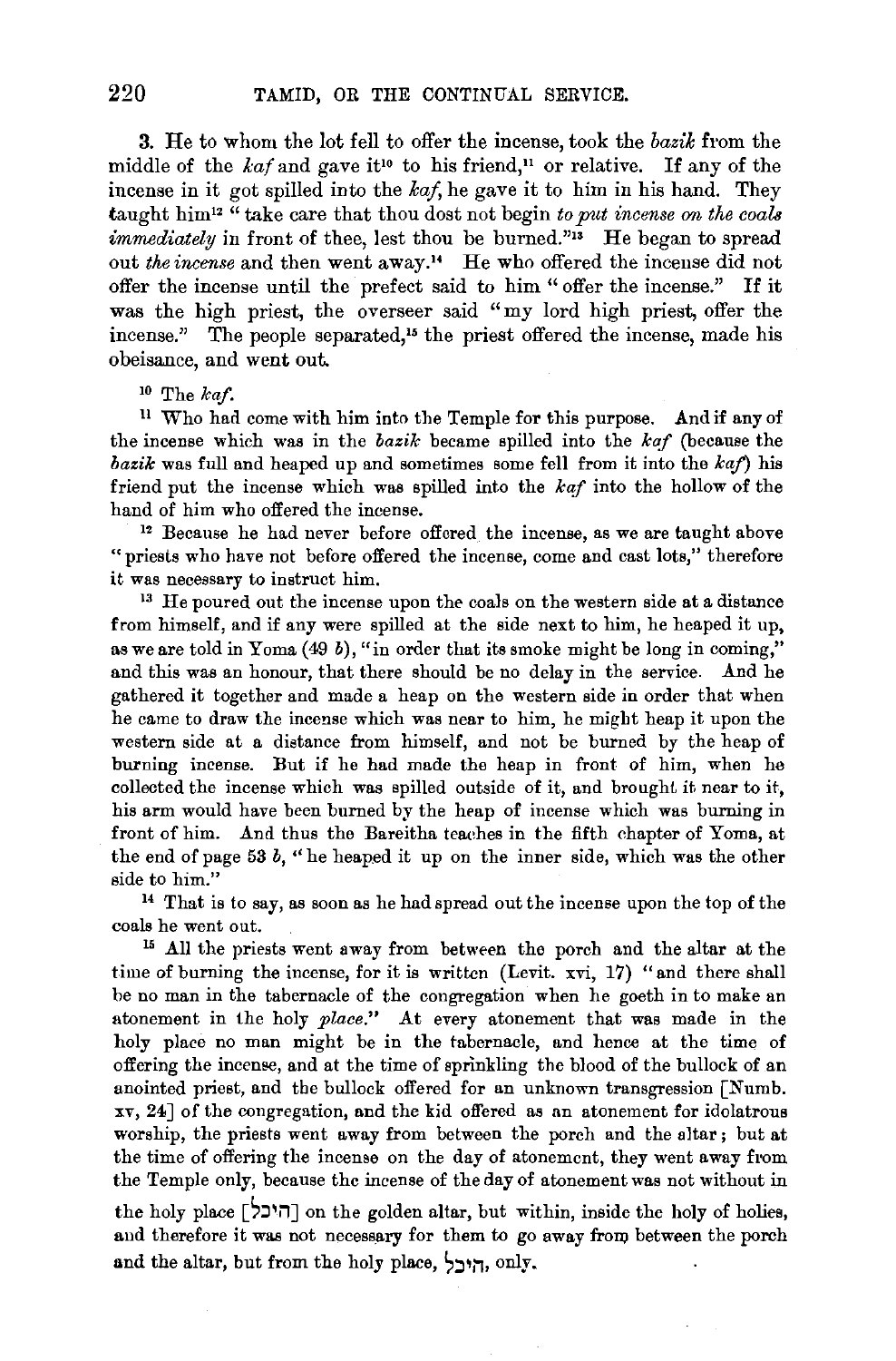3. He to whom the lot fell to offer the incense, took the *bazik* from the middle of the *kaf* and gave it[10] to his friend,[11] or relative. If any of the incense in it got spilled into the *kaf*, he gave it to him in his hand. They taught him[12] "take care that thou dost not begin *to put incense on the coals immediately* in front of thee, lest thou be burned."[13] He began to spread out *the incense* and then went away.[14] He who offered the incense did not offer the incense until the prefect said to him "offer the incense." If it was the high priest, the overseer said "my lord high priest, offer the incense." The people separated,[15] the priest offered the incense, made his obeisance, and went out.

[10] The *kaf*.

[11] Who had come with him into the Temple for this purpose. And if any of the incense which was in the *bazik* became spilled into the *kaf* (because the *bazik* was full and heaped up and sometimes some fell from it into the *kaf*) his friend put the incense which was spilled into the *kaf* into the hollow of the hand of him who offered the incense.

[12] Because he had never before offered the incense, as we are taught above "priests who have not before offered the incense, come and cast lots," therefore it was necessary to instruct him.

[13] He poured out the incense upon the coals on the western side at a distance from himself, and if any were spilled at the side next to him, he heaped it up, as we are told in Yoma (49 *b*), "in order that its smoke might be long in coming," and this was an honour, that there should be no delay in the service. And he gathered it together and made a heap on the western side in order that when he came to draw the incense which was near to him, he might heap it upon the western side at a distance from himself, and not be burned by the heap of burning incense. But if he had made the heap in front of him, when he collected the incense which was spilled outside of it, and brought it near to it, his arm would have been burned by the heap of incense which was burning in front of him. And thus the Bareitha teaches in the fifth chapter of Yoma, at the end of page 53 *b*, "he heaped it up on the inner side, which was the other side to him."

[14] That is to say, as soon as he had spread out the incense upon the top of the coals he went out.

[15] All the priests went away from between the porch and the altar at the time of burning the incense, for it is written (Levit. xvi, 17) "and there shall be no man in the tabernacle of the congregation when he goeth in to make an atonement in the holy *place*." At every atonement that was made in the holy place no man might be in the tabernacle, and hence at the time of offering the incense, and at the time of sprinkling the blood of the bullock of an anointed priest, and the bullock offered for an unknown transgression [Numb. xv, 24] of the congregation, and the kid offered as an atonement for idolatrous worship, the priests went away from between the porch and the altar; but at the time of offering the incense on the day of atonement, they went away from the Temple only, because the incense of the day of atonement was not without in the holy place [היכל] on the golden altar, but within, inside the holy of holies, and therefore it was not necessary for them to go away from between the porch and the altar, but from the holy place, היכל, only.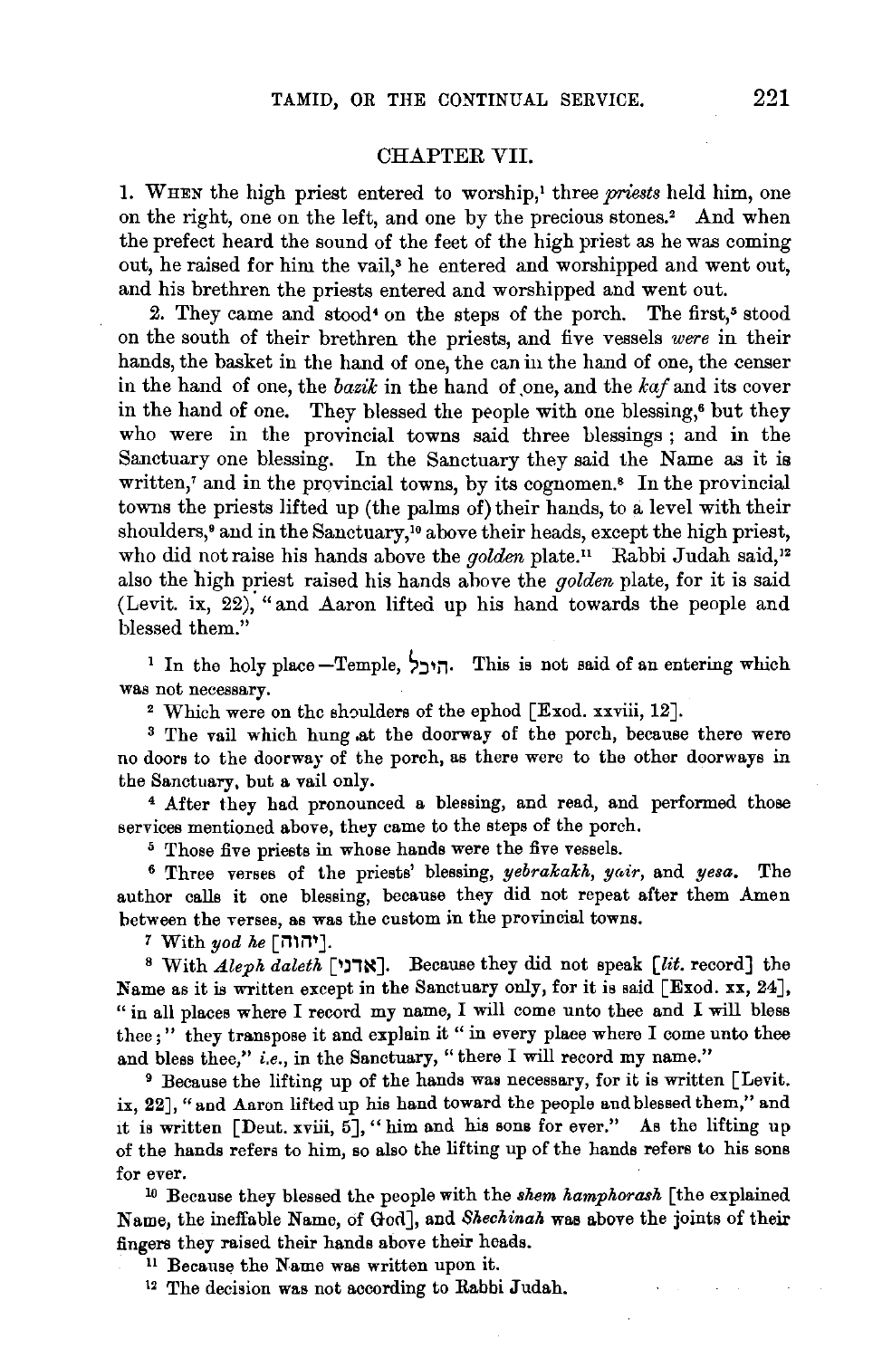## CHAPTER VII.

1. WHEN the high priest entered to worship,[1] three *priests* held him, one on the right, one on the left, and one by the precious stones.[2] And when the prefect heard the sound of the feet of the high priest as he was coming out, he raised for him the vail,[3] he entered and worshipped and went out, and his brethren the priests entered and worshipped and went out.

2. They came and stood[4] on the steps of the porch. The first,[5] stood on the south of their brethren the priests, and five vessels *were* in their hands, the basket in the hand of one, the can in the hand of one, the censer in the hand of one, the *bazik* in the hand of one, and the *kaf* and its cover in the hand of one. They blessed the people with one blessing,[6] but they who were in the provincial towns said three blessings; and in the Sanctuary one blessing. In the Sanctuary they said the Name as it is written,[7] and in the provincial towns, by its cognomen.[8] In the provincial towns the priests lifted up (the palms of) their hands, to a level with their shoulders,[9] and in the Sanctuary,[10] above their heads, except the high priest, who did not raise his hands above the *golden* plate.[11] Rabbi Judah said,[12] also the high priest raised his hands above the *golden* plate, for it is said (Levit. ix, 22), "and Aaron lifted up his hand towards the people and blessed them."

[1] In the holy place—Temple, היכל. This is not said of an entering which was not necessary.

[2] Which were on the shoulders of the ephod [Exod. xxviii, 12].

[3] The vail which hung at the doorway of the porch, because there were no doors to the doorway of the porch, as there were to the other doorways in the Sanctuary, but a vail only.

[4] After they had pronounced a blessing, and read, and performed those services mentioned above, they came to the steps of the porch.

[5] Those five priests in whose hands were the five vessels.

[6] Three verses of the priests' blessing, *yebrakakh*, *yair*, and *yesa*. The author calls it one blessing, because they did not repeat after them Amen between the verses, as was the custom in the provincial towns.

[7] With *yod he* [יהוה].

[8] With *Aleph daleth* [אדני]. Because they did not speak [*lit.* record] the Name as it is written except in the Sanctuary only, for it is said [Exod. xx, 24], "in all places where I record my name, I will come unto thee and I will bless thee;" they transpose it and explain it "in every place where I come unto thee and bless thee," *i.e.*, in the Sanctuary, "there I will record my name."

[9] Because the lifting up of the hands was necessary, for it is written [Levit. ix, 22], "and Aaron lifted up his hand toward the people and blessed them," and it is written [Deut. xviii, 5], "him and his sons for ever." As the lifting up of the hands refers to him, so also the lifting up of the hands refers to his sons for ever.

[10] Because they blessed the people with the *shem hamphorash* [the explained Name, the ineffable Name, of God], and *Shechinah* was above the joints of their fingers they raised their hands above their heads.

[11] Because the Name was written upon it.

[12] The decision was not according to Rabbi Judah.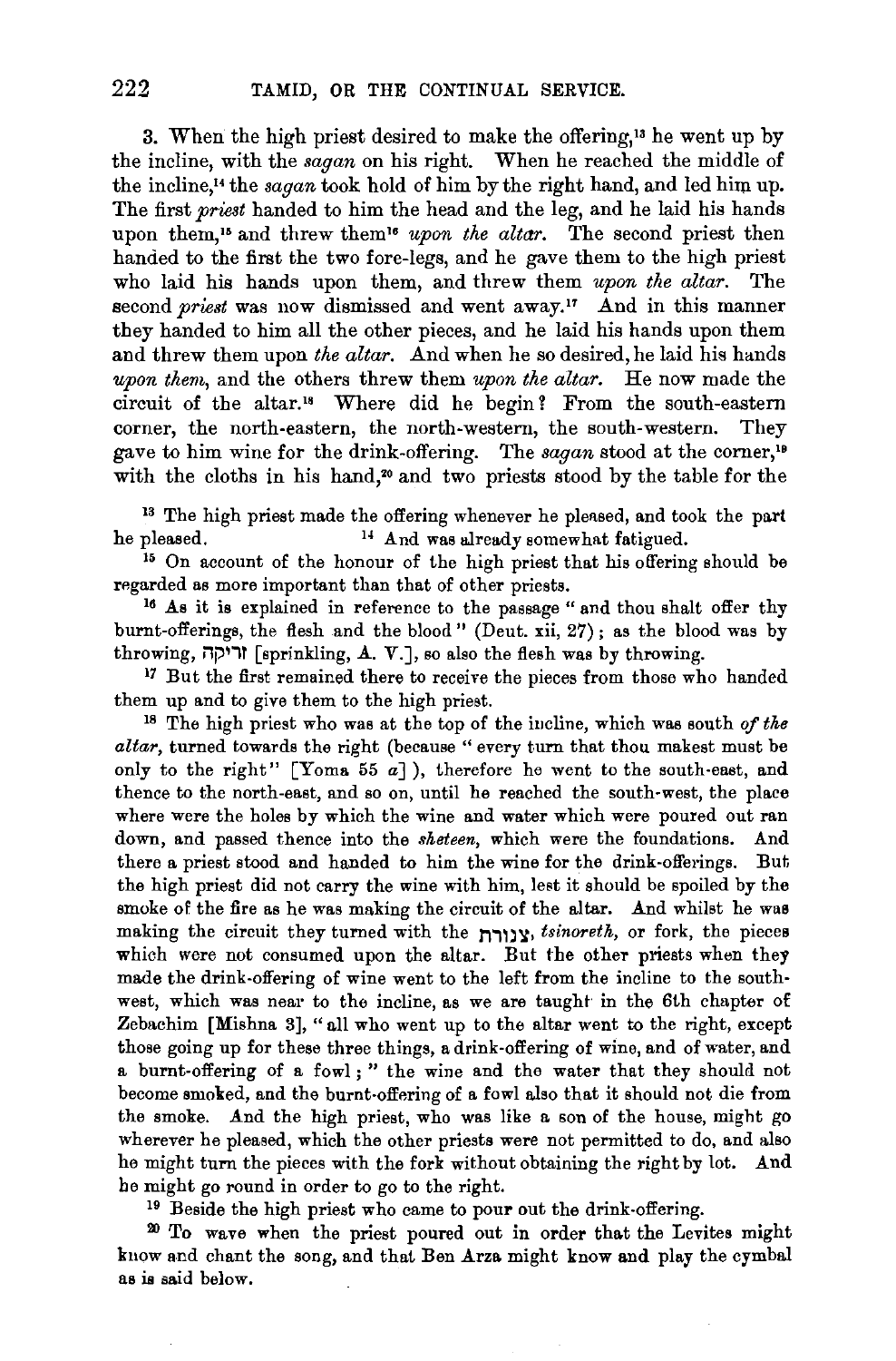3. When the high priest desired to make the offering,[13] he went up by the incline, with the *sagan* on his right. When he reached the middle of the incline,[14] the *sagan* took hold of him by the right hand, and led him up. The first *priest* handed to him the head and the leg, and he laid his hands upon them,[15] and threw them[16] *upon the altar*. The second priest then handed to the first the two fore-legs, and he gave them to the high priest who laid his hands upon them, and threw them *upon the altar*. The second *priest* was now dismissed and went away.[17] And in this manner they handed to him all the other pieces, and he laid his hands upon them and threw them upon *the altar*. And when he so desired, he laid his hands *upon them*, and the others threw them *upon the altar*. He now made the circuit of the altar.[18] Where did he begin? From the south-eastern corner, the north-eastern, the north-western, the south-western. They gave to him wine for the drink-offering. The *sagan* stood at the corner,[19] with the cloths in his hand,[20] and two priests stood by the table for the

[13] The high priest made the offering whenever he pleased, and took the part he pleased.

[14] And was already somewhat fatigued.

[15] On account of the honour of the high priest that his offering should be regarded as more important than that of other priests.

[16] As it is explained in reference to the passage "and thou shalt offer thy burnt-offerings, the flesh and the blood" (Deut. xii, 27); as the blood was by throwing, זריקה [sprinkling, A. V.], so also the flesh was by throwing.

[17] But the first remained there to receive the pieces from those who handed them up and to give them to the high priest.

[18] The high priest who was at the top of the incline, which was south *of the altar*, turned towards the right (because "every turn that thou makest must be only to the right" [Yoma 55 *a*] ), therefore he went to the south-east, and thence to the north-east, and so on, until he reached the south-west, the place where were the holes by which the wine and water which were poured out ran down, and passed thence into the *sheteen*, which were the foundations. And there a priest stood and handed to him the wine for the drink-offerings. But the high priest did not carry the wine with him, lest it should be spoiled by the smoke of the fire as he was making the circuit of the altar. And whilst he was making the circuit they turned with the צנורת, *tsinoreth*, or fork, the pieces which were not consumed upon the altar. But the other priests when they made the drink-offering of wine went to the left from the incline to the south-west, which was near to the incline, as we are taught in the 6th chapter of Zebachim [Mishna 3], "all who went up to the altar went to the right, except those going up for these three things, a drink-offering of wine, and of water, and a burnt-offering of a fowl;" the wine and the water that they should not become smoked, and the burnt-offering of a fowl also that it should not die from the smoke. And the high priest, who was like a son of the house, might go wherever he pleased, which the other priests were not permitted to do, and also he might turn the pieces with the fork without obtaining the right by lot. And he might go round in order to go to the right.

[19] Beside the high priest who came to pour out the drink-offering.

[20] To wave when the priest poured out in order that the Levites might know and chant the song, and that Ben Arza might know and play the cymbal as is said below.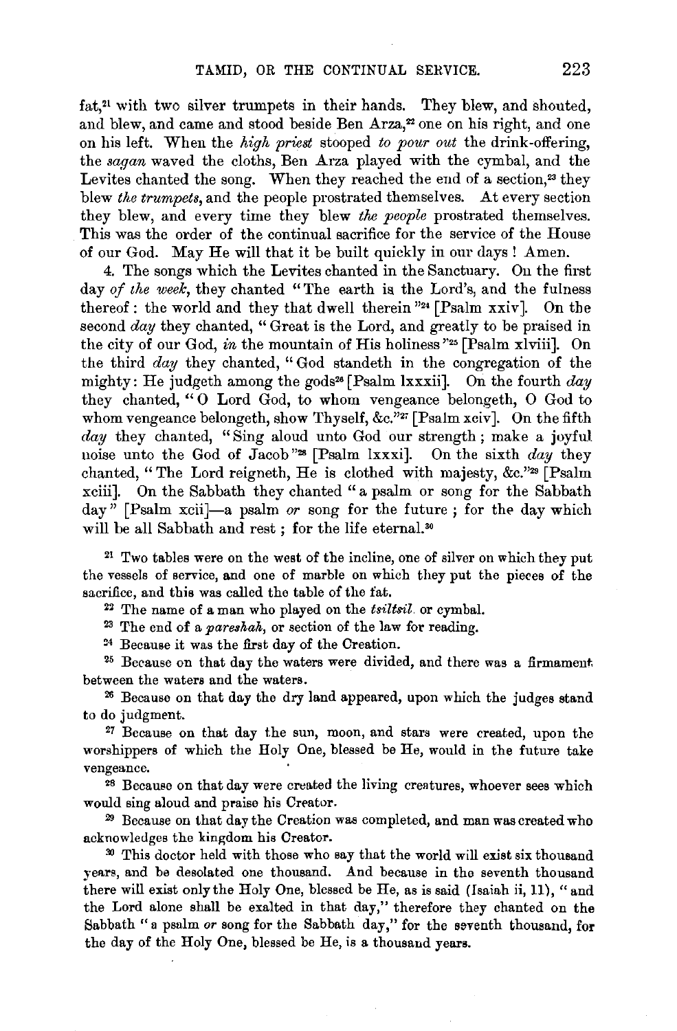fat,[21] with two silver trumpets in their hands. They blew, and shouted, and blew, and came and stood beside Ben Arza,[22] one on his right, and one on his left. When the *high priest* stooped *to pour out* the drink-offering, the *sagan* waved the cloths, Ben Arza played with the cymbal, and the Levites chanted the song. When they reached the end of a section,[23] they blew *the trumpets*, and the people prostrated themselves. At every section they blew, and every time they blew *the people* prostrated themselves. This was the order of the continual sacrifice for the service of the House of our God. May He will that it be built quickly in our days! Amen.

4. The songs which the Levites chanted in the Sanctuary. On the first day *of the week*, they chanted "The earth is the Lord's, and the fulness thereof: the world and they that dwell therein"[24] [Psalm xxiv]. On the second *day* they chanted, "Great is the Lord, and greatly to be praised in the city of our God, *in* the mountain of His holiness"[25] [Psalm xlviii]. On the third *day* they chanted, "God standeth in the congregation of the mighty: He judgeth among the gods[26] [Psalm lxxxii]. On the fourth *day* they chanted, "O Lord God, to whom vengeance belongeth, O God to whom vengeance belongeth, show Thyself, &c."[27] [Psalm xciv]. On the fifth *day* they chanted, "Sing aloud unto God our strength; make a joyful noise unto the God of Jacob"[28] [Psalm lxxxi]. On the sixth *day* they chanted, "The Lord reigneth, He is clothed with majesty, &c."[29] [Psalm xciii]. On the Sabbath they chanted "a psalm or song for the Sabbath day" [Psalm xcii]—a psalm *or* song for the future; for the day which will be all Sabbath and rest; for the life eternal.[30]

[21] Two tables were on the west of the incline, one of silver on which they put the vessels of service, and one of marble on which they put the pieces of the sacrifice, and this was called the table of the fat.

[22] The name of a man who played on the *tsiltsil* or cymbal.

[23] The end of a *pareshah*, or section of the law for reading.

[24] Because it was the first day of the Creation.

[25] Because on that day the waters were divided, and there was a firmament between the waters and the waters.

[26] Because on that day the dry land appeared, upon which the judges stand to do judgment.

[27] Because on that day the sun, moon, and stars were created, upon the worshippers of which the Holy One, blessed be He, would in the future take vengeance.

[28] Because on that day were created the living creatures, whoever sees which would sing aloud and praise his Creator.

[29] Because on that day the Creation was completed, and man was created who acknowledges the kingdom his Creator.

[30] This doctor held with those who say that the world will exist six thousand years, and be desolated one thousand. And because in the seventh thousand there will exist only the Holy One, blessed be He, as is said (Isaiah ii, 11), "and the Lord alone shall be exalted in that day," therefore they chanted on the Sabbath "a psalm *or* song for the Sabbath day," for the seventh thousand, for the day of the Holy One, blessed be He, is a thousand years.